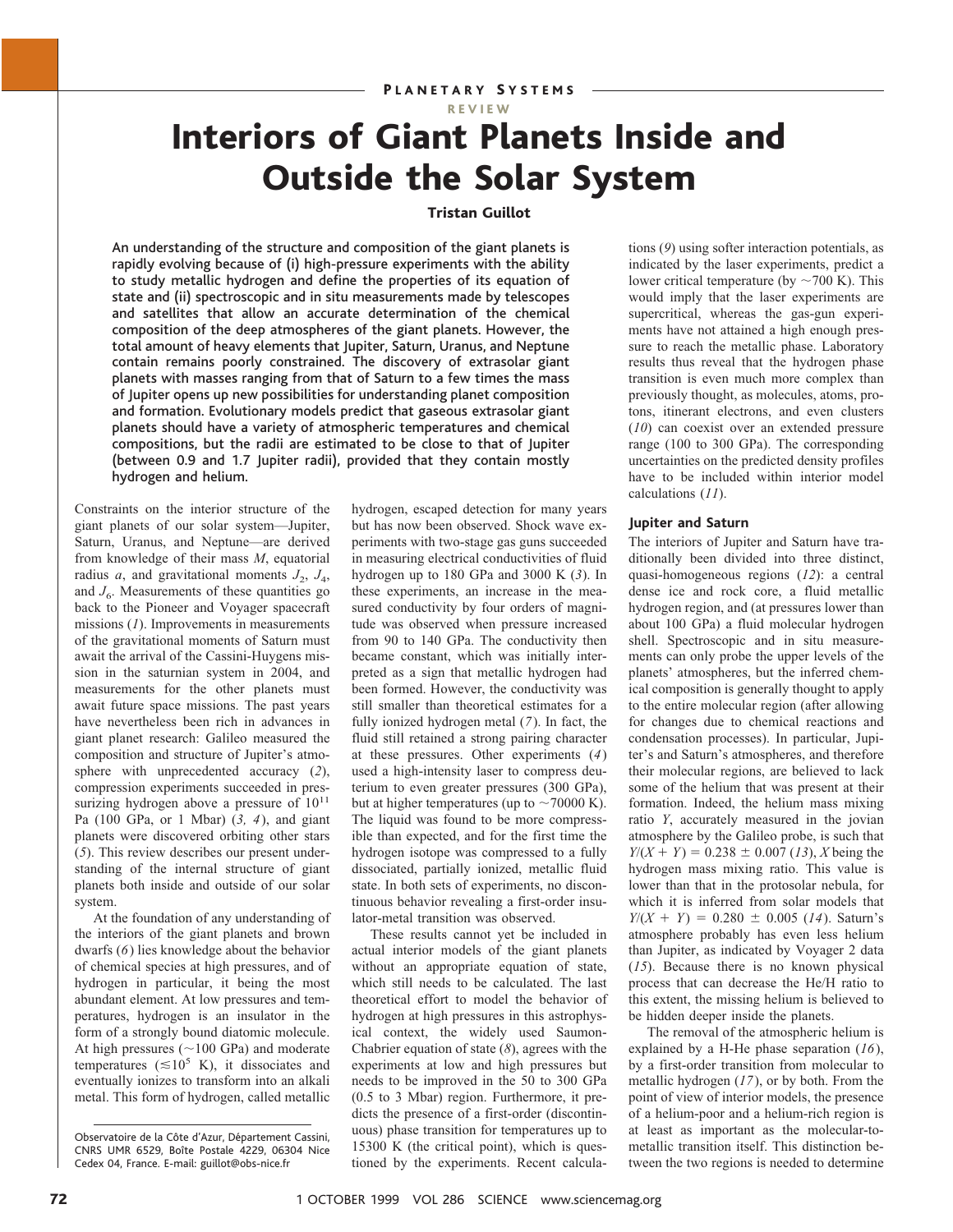PLANETARY SYSTEMS

REVIEW

# Interiors of Giant Planets Inside and Outside the Solar System

**Tristan Guillot**

**An understanding of the structure and composition of the giant planets is rapidly evolving because of (i) high-pressure experiments with the ability to study metallic hydrogen and define the properties of its equation of state and (ii) spectroscopic and in situ measurements made by telescopes and satellites that allow an accurate determination of the chemical composition of the deep atmospheres of the giant planets. However, the total amount of heavy elements that Jupiter, Saturn, Uranus, and Neptune contain remains poorly constrained. The discovery of extrasolar giant planets with masses ranging from that of Saturn to a few times the mass of Jupiter opens up new possibilities for understanding planet composition and formation. Evolutionary models predict that gaseous extrasolar giant planets should have a variety of atmospheric temperatures and chemical compositions, but the radii are estimated to be close to that of Jupiter (between 0.9 and 1.7 Jupiter radii), provided that they contain mostly hydrogen and helium.**

Constraints on the interior structure of the giant planets of our solar system—Jupiter, Saturn, Uranus, and Neptune—are derived from knowledge of their mass $M$, equatorial radius $a$, and gravitational moments $J_2$, $J_4$, and $J_6$. Measurements of these quantities go back to the Pioneer and Voyager spacecraft missions (*1*). Improvements in measurements of the gravitational moments of Saturn must await the arrival of the Cassini-Huygens mission in the saturnian system in 2004, and measurements for the other planets must await future space missions. The past years have nevertheless been rich in advances in giant planet research: Galileo measured the composition and structure of Jupiter's atmosphere with unprecedented accuracy (*2*), compression experiments succeeded in pressurizing hydrogen above a pressure of $10^{11}$ Pa (100 GPa, or 1 Mbar) (*3, 4*), and giant planets were discovered orbiting other stars (*5*). This review describes our present understanding of the internal structure of giant planets both inside and outside of our solar system.

At the foundation of any understanding of the interiors of the giant planets and brown dwarfs (*6*) lies knowledge about the behavior of chemical species at high pressures, and of hydrogen in particular, it being the most abundant element. At low pressures and temperatures, hydrogen is an insulator in the form of a strongly bound diatomic molecule. At high pressures (~100 GPa) and moderate temperatures ($\lesssim 10^5$ K), it dissociates and eventually ionizes to transform into an alkali metal. This form of hydrogen, called metallic hydrogen, escaped detection for many years but has now been observed. Shock wave experiments with two-stage gas guns succeeded in measuring electrical conductivities of fluid hydrogen up to 180 GPa and 3000 K (*3*). In these experiments, an increase in the measured conductivity by four orders of magnitude was observed when pressure increased from 90 to 140 GPa. The conductivity then became constant, which was initially interpreted as a sign that metallic hydrogen had been formed. However, the conductivity was still smaller than theoretical estimates for a fully ionized hydrogen metal (*7*). In fact, the fluid still retained a strong pairing character at these pressures. Other experiments (*4*) used a high-intensity laser to compress deuterium to even greater pressures (300 GPa), but at higher temperatures (up to ~70000 K). The liquid was found to be more compressible than expected, and for the first time the hydrogen isotope was compressed to a fully dissociated, partially ionized, metallic fluid state. In both sets of experiments, no discontinuous behavior revealing a first-order insulator-metal transition was observed.

These results cannot yet be included in actual interior models of the giant planets without an appropriate equation of state, which still needs to be calculated. The last theoretical effort to model the behavior of hydrogen at high pressures in this astrophysical context, the widely used Saumon-Chabrier equation of state (*8*), agrees with the experiments at low and high pressures but needs to be improved in the 50 to 300 GPa (0.5 to 3 Mbar) region. Furthermore, it predicts the presence of a first-order (discontinuous) phase transition for temperatures up to 15300 K (the critical point), which is questioned by the experiments. Recent calculations (*9*) using softer interaction potentials, as indicated by the laser experiments, predict a lower critical temperature (by ~700 K). This would imply that the laser experiments are supercritical, whereas the gas-gun experiments have not attained a high enough pressure to reach the metallic phase. Laboratory results thus reveal that the hydrogen phase transition is even much more complex than previously thought, as molecules, atoms, protons, itinerant electrons, and even clusters (*10*) can coexist over an extended pressure range (100 to 300 GPa). The corresponding uncertainties on the predicted density profiles have to be included within interior model calculations (*11*).

### Jupiter and Saturn

The interiors of Jupiter and Saturn have traditionally been divided into three distinct, quasi-homogeneous regions (*12*): a central dense ice and rock core, a fluid metallic hydrogen region, and (at pressures lower than about 100 GPa) a fluid molecular hydrogen shell. Spectroscopic and in situ measurements can only probe the upper levels of the planets' atmospheres, but the inferred chemical composition is generally thought to apply to the entire molecular region (after allowing for changes due to chemical reactions and condensation processes). In particular, Jupiter's and Saturn's atmospheres, and therefore their molecular regions, are believed to lack some of the helium that was present at their formation. Indeed, the helium mass mixing ratio $Y$, accurately measured in the jovian atmosphere by the Galileo probe, is such that $Y/(X + Y) = 0.238 \pm 0.007$ (*13*), $X$ being the hydrogen mass mixing ratio. This value is lower than that in the protosolar nebula, for which it is inferred from solar models that $Y/(X + Y) = 0.280 \pm 0.005$ (*14*). Saturn's atmosphere probably has even less helium than Jupiter, as indicated by Voyager 2 data (*15*). Because there is no known physical process that can decrease the He/H ratio to this extent, the missing helium is believed to be hidden deeper inside the planets.

The removal of the atmospheric helium is explained by a H-He phase separation (*16*), by a first-order transition from molecular to metallic hydrogen (*17*), or by both. From the point of view of interior models, the presence of a helium-poor and a helium-rich region is at least as important as the molecular-to-metallic transition itself. This distinction between the two regions is needed to determine

Observatoire de la Côte d'Azur, Département Cassini, CNRS UMR 6529, Boîte Postale 4229, 06304 Nice Cedex 04, France. E-mail: guillot@obs-nice.fr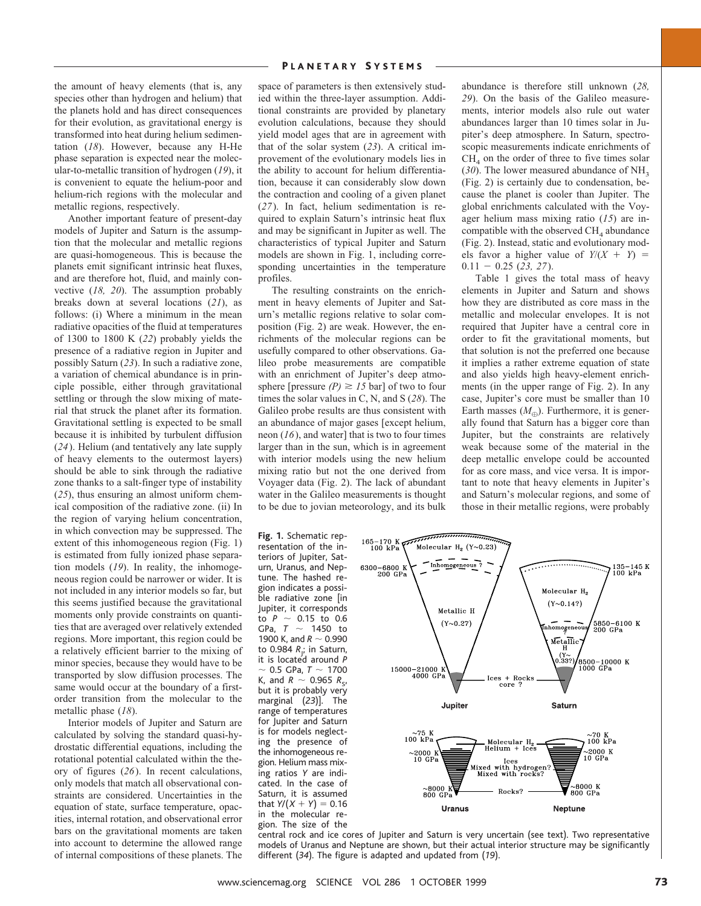the amount of heavy elements (that is, any species other than hydrogen and helium) that the planets hold and has direct consequences for their evolution, as gravitational energy is transformed into heat during helium sedimentation (*18*). However, because any H-He phase separation is expected near the molecular-to-metallic transition of hydrogen (*19*), it is convenient to equate the helium-poor and helium-rich regions with the molecular and metallic regions, respectively.

Another important feature of present-day models of Jupiter and Saturn is the assumption that the molecular and metallic regions are quasi-homogeneous. This is because the planets emit significant intrinsic heat fluxes, and are therefore hot, fluid, and mainly convective (*18, 20*). The assumption probably breaks down at several locations (*21*), as follows: (i) Where a minimum in the mean radiative opacities of the fluid at temperatures of 1300 to 1800 K (*22*) probably yields the presence of a radiative region in Jupiter and possibly Saturn (*23*). In such a radiative zone, a variation of chemical abundance is in principle possible, either through gravitational settling or through the slow mixing of material that struck the planet after its formation. Gravitational settling is expected to be small because it is inhibited by turbulent diffusion (*24*). Helium (and tentatively any late supply of heavy elements to the outermost layers) should be able to sink through the radiative zone thanks to a salt-finger type of instability (*25*), thus ensuring an almost uniform chemical composition of the radiative zone. (ii) In the region of varying helium concentration, in which convection may be suppressed. The extent of this inhomogeneous region (Fig. 1) is estimated from fully ionized phase separation models (*19*). In reality, the inhomogeneous region could be narrower or wider. It is not included in any interior models so far, but this seems justified because the gravitational moments only provide constraints on quantities that are averaged over relatively extended regions. More important, this region could be a relatively efficient barrier to the mixing of minor species, because they would have to be transported by slow diffusion processes. The same would occur at the boundary of a first-order transition from the molecular to the metallic phase (*18*).

Interior models of Jupiter and Saturn are calculated by solving the standard quasi-hydrostatic differential equations, including the rotational potential calculated within the theory of figures (*26*). In recent calculations, only models that match all observational constraints are considered. Uncertainties in the equation of state, surface temperature, opacities, internal rotation, and observational error bars on the gravitational moments are taken into account to determine the allowed range of internal compositions of these planets. The space of parameters is then extensively studied within the three-layer assumption. Additional constraints are provided by planetary evolution calculations, because they should yield model ages that are in agreement with that of the solar system (*23*). A critical improvement of the evolutionary models lies in the ability to account for helium differentiation, because it can considerably slow down the contraction and cooling of a given planet (*27*). In fact, helium sedimentation is required to explain Saturn's intrinsic heat flux and may be significant in Jupiter as well. The characteristics of typical Jupiter and Saturn models are shown in Fig. 1, including corresponding uncertainties in the temperature profiles.

The resulting constraints on the enrichment in heavy elements of Jupiter and Saturn's metallic regions relative to solar composition (Fig. 2) are weak. However, the enrichments of the molecular regions can be usefully compared to other observations. Galileo probe measurements are compatible with an enrichment of Jupiter's deep atmosphere [pressure $(P) \gtrsim 15$ bar] of two to four times the solar values in C, N, and S (*28*). The Galileo probe results are thus consistent with an abundance of major gases [except helium, neon (*16*), and water] that is two to four times larger than in the sun, which is in agreement with interior models using the new helium mixing ratio but not the one derived from Voyager data (Fig. 2). The lack of abundant water in the Galileo measurements is thought to be due to jovian meteorology, and its bulk abundance is therefore still unknown (*28, 29*). On the basis of the Galileo measurements, interior models also rule out water abundances larger than 10 times solar in Jupiter's deep atmosphere. In Saturn, spectroscopic measurements indicate enrichments of $CH_4$ on the order of three to five times solar (*30*). The lower measured abundance of $NH_3$ (Fig. 2) is certainly due to condensation, because the planet is cooler than Jupiter. The global enrichments calculated with the Voyager helium mass mixing ratio (*15*) are incompatible with the observed $CH_4$ abundance (Fig. 2). Instead, static and evolutionary models favor a higher value of $Y/(X + Y) = 0.11 - 0.25$ (*23, 27*).

Table 1 gives the total mass of heavy elements in Jupiter and Saturn and shows how they are distributed as core mass in the metallic and molecular envelopes. It is not required that Jupiter have a central core in order to fit the gravitational moments, but that solution is not the preferred one because it implies a rather extreme equation of state and also yields high heavy-element enrichments (in the upper range of Fig. 2). In any case, Jupiter's core must be smaller than 10 Earth masses ($M_\oplus$). Furthermore, it is generally found that Saturn has a bigger core than Jupiter, but the constraints are relatively weak because some of the material in the deep metallic envelope could be accounted for as core mass, and vice versa. It is important to note that heavy elements in Jupiter's and Saturn's molecular regions, and some of those in their metallic regions, were probably

**Fig. 1.** Schematic representation of the interiors of Jupiter, Saturn, Uranus, and Neptune. The hashed region indicates a possible radiative zone [in Jupiter, it corresponds to $P \sim 0.15$ to 0.6 GPa, $T \sim 1450$ to 1900 K, and $R \sim 0.990$ to 0.984 $R_J$; in Saturn, it is located around $P \sim 0.5$ GPa, $T \sim 1700$ K, and $R \sim 0.965$ $R_S$, but it is probably very marginal (*23*)]. The range of temperatures for Jupiter and Saturn is for models neglecting the presence of the inhomogeneous region. Helium mass mixing ratios $Y$ are indicated. In the case of Saturn, it is assumed that $Y/(X + Y) = 0.16$ in the molecular region. The size of the central rock and ice cores of Jupiter and Saturn is very uncertain (see text). Two representative models of Uranus and Neptune are shown, but their actual interior structure may be significantly different (*34*). The figure is adapted and updated from (*19*).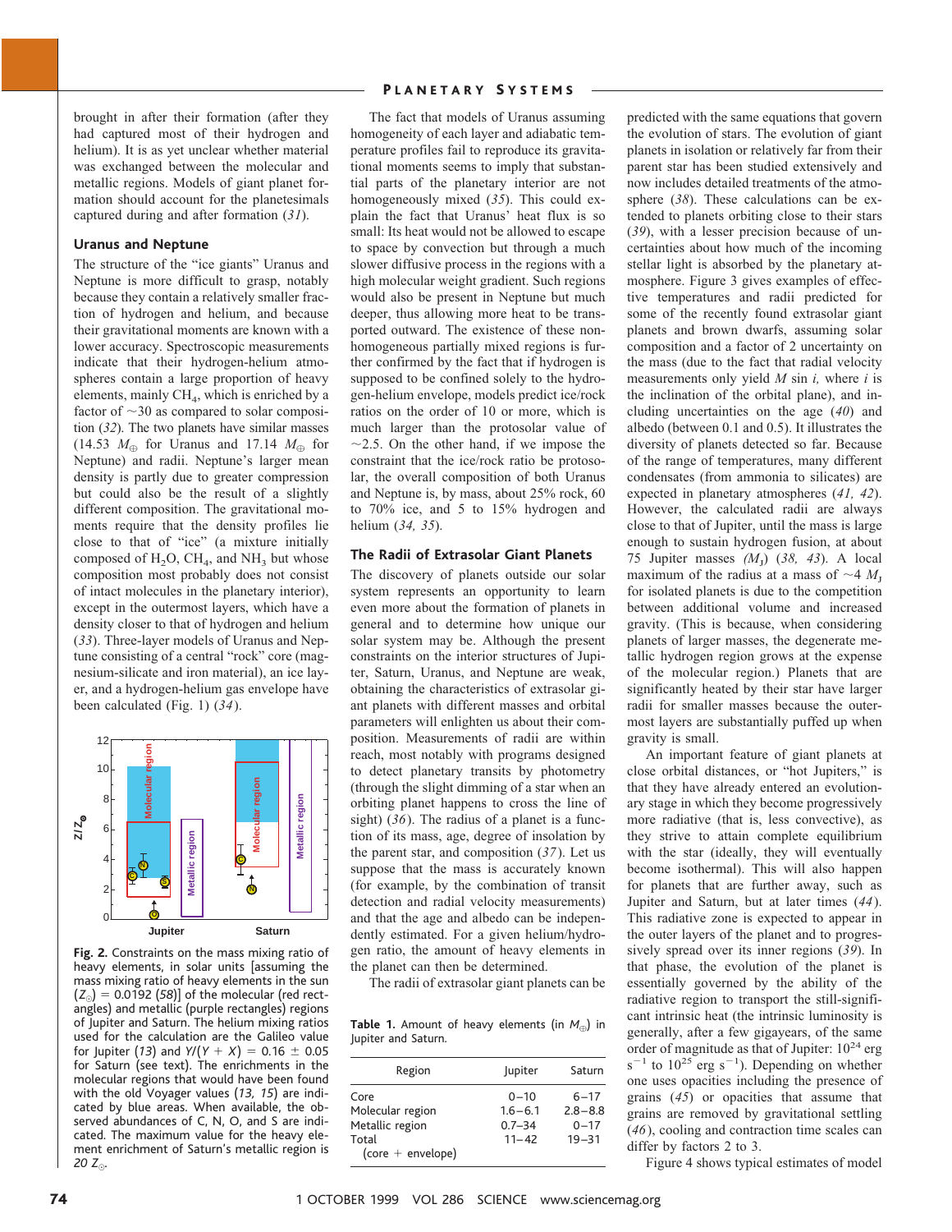brought in after their formation (after they had captured most of their hydrogen and helium). It is as yet unclear whether material was exchanged between the molecular and metallic regions. Models of giant planet formation should account for the planetesimals captured during and after formation (*31*).

### Uranus and Neptune

The structure of the "ice giants" Uranus and Neptune is more difficult to grasp, notably because they contain a relatively smaller fraction of hydrogen and helium, and because their gravitational moments are known with a lower accuracy. Spectroscopic measurements indicate that their hydrogen-helium atmospheres contain a large proportion of heavy elements, mainly $CH_4$, which is enriched by a factor of ~30 as compared to solar composition (*32*). The two planets have similar masses (14.53 $M_\oplus$ for Uranus and 17.14 $M_\oplus$ for Neptune) and radii. Neptune's larger mean density is partly due to greater compression but could also be the result of a slightly different composition. The gravitational moments require that the density profiles lie close to that of "ice" (a mixture initially composed of $H_2O$, $CH_4$, and $NH_3$ but whose composition most probably does not consist of intact molecules in the planetary interior), except in the outermost layers, which have a density closer to that of hydrogen and helium (*33*). Three-layer models of Uranus and Neptune consisting of a central "rock" core (magnesium-silicate and iron material), an ice layer, and a hydrogen-helium gas envelope have been calculated (Fig. 1) (*34*).

**Fig. 2.** Constraints on the mass mixing ratio of heavy elements, in solar units [assuming the mass mixing ratio of heavy elements in the sun ($Z_\odot$) = 0.0192 (*58*)] of the molecular (red rectangles) and metallic (purple rectangles) regions of Jupiter and Saturn. The helium mixing ratios used for the calculation are the Galileo value for Jupiter (*13*) and $Y/(Y + X) = 0.16 \pm 0.05$ for Saturn (see text). The enrichments in the molecular regions that would have been found with the old Voyager values (*13, 15*) are indicated by blue areas. When available, the observed abundances of C, N, O, and S are indicated. The maximum value for the heavy element enrichment of Saturn's metallic region is 20 $Z_\odot$.

The fact that models of Uranus assuming homogeneity of each layer and adiabatic temperature profiles fail to reproduce its gravitational moments seems to imply that substantial parts of the planetary interior are not homogeneously mixed (*35*). This could explain the fact that Uranus' heat flux is so small: Its heat would not be allowed to escape to space by convection but through a much slower diffusive process in the regions with a high molecular weight gradient. Such regions would also be present in Neptune but much deeper, thus allowing more heat to be transported outward. The existence of these nonhomogeneous partially mixed regions is further confirmed by the fact that if hydrogen is supposed to be confined solely to the hydrogen-helium envelope, models predict ice/rock ratios on the order of 10 or more, which is much larger than the protosolar value of ~2.5. On the other hand, if we impose the constraint that the ice/rock ratio be protosolar, the overall composition of both Uranus and Neptune is, by mass, about 25% rock, 60 to 70% ice, and 5 to 15% hydrogen and helium (*34, 35*).

### The Radii of Extrasolar Giant Planets

The discovery of planets outside our solar system represents an opportunity to learn even more about the formation of planets in general and to determine how unique our solar system may be. Although the present constraints on the interior structures of Jupiter, Saturn, Uranus, and Neptune are weak, obtaining the characteristics of extrasolar giant planets with different masses and orbital parameters will enlighten us about their composition. Measurements of radii are within reach, most notably with programs designed to detect planetary transits by photometry (through the slight dimming of a star when an orbiting planet happens to cross the line of sight) (*36*). The radius of a planet is a function of its mass, age, degree of insolation by the parent star, and composition (*37*). Let us suppose that the mass is accurately known (for example, by the combination of transit detection and radial velocity measurements) and that the age and albedo can be independently estimated. For a given helium/hydrogen ratio, the amount of heavy elements in the planet can then be determined.

The radii of extrasolar giant planets can be predicted with the same equations that govern the evolution of stars. The evolution of giant planets in isolation or relatively far from their parent star has been studied extensively and now includes detailed treatments of the atmosphere (*38*). These calculations can be extended to planets orbiting close to their stars (*39*), with a lesser precision because of uncertainties about how much of the incoming stellar light is absorbed by the planetary atmosphere. Figure 3 gives examples of effective temperatures and radii predicted for some of the recently found extrasolar giant planets and brown dwarfs, assuming solar composition and a factor of 2 uncertainty on the mass (due to the fact that radial velocity measurements only yield *M* sin *i,* where *i* is the inclination of the orbital plane), and including uncertainties on the age (*40*) and albedo (between 0.1 and 0.5). It illustrates the diversity of planets detected so far. Because of the range of temperatures, many different condensates (from ammonia to silicates) are expected in planetary atmospheres (*41, 42*). However, the calculated radii are always close to that of Jupiter, until the mass is large enough to sustain hydrogen fusion, at about 75 Jupiter masses $(M_J)$ (*38, 43*). A local maximum of the radius at a mass of ~4 $M_J$ for isolated planets is due to the competition between additional volume and increased gravity. (This is because, when considering planets of larger masses, the degenerate metallic hydrogen region grows at the expense of the molecular region.) Planets that are significantly heated by their star have larger radii for smaller masses because the outermost layers are substantially puffed up when gravity is small.

An important feature of giant planets at close orbital distances, or "hot Jupiters," is that they have already entered an evolutionary stage in which they become progressively more radiative (that is, less convective), as they strive to attain complete equilibrium with the star (ideally, they will eventually become isothermal). This will also happen for planets that are further away, such as Jupiter and Saturn, but at later times (*44*). This radiative zone is expected to appear in the outer layers of the planet and to progressively spread over its inner regions (*39*). In that phase, the evolution of the planet is essentially governed by the ability of the radiative region to transport the still-significant intrinsic heat (the intrinsic luminosity is generally, after a few gigayears, of the same order of magnitude as that of Jupiter: $10^{24}$ erg $s^{-1}$ to $10^{25}$ erg $s^{-1}$). Depending on whether one uses opacities including the presence of grains (*45*) or opacities that assume that grains are removed by gravitational settling (*46*), cooling and contraction time scales can differ by factors 2 to 3.

**Table 1.** Amount of heavy elements (in $M_\oplus$) in Jupiter and Saturn.

| Region | Jupiter | Saturn |
|---|---|---|
| Core | 0–10 | 6–17 |
| Molecular region | 1.6–6.1 | 2.8–8.8 |
| Metallic region | 0.7–34 | 0–17 |
| Total (core + envelope) | 11–42 | 19–31 |

Figure 4 shows typical estimates of model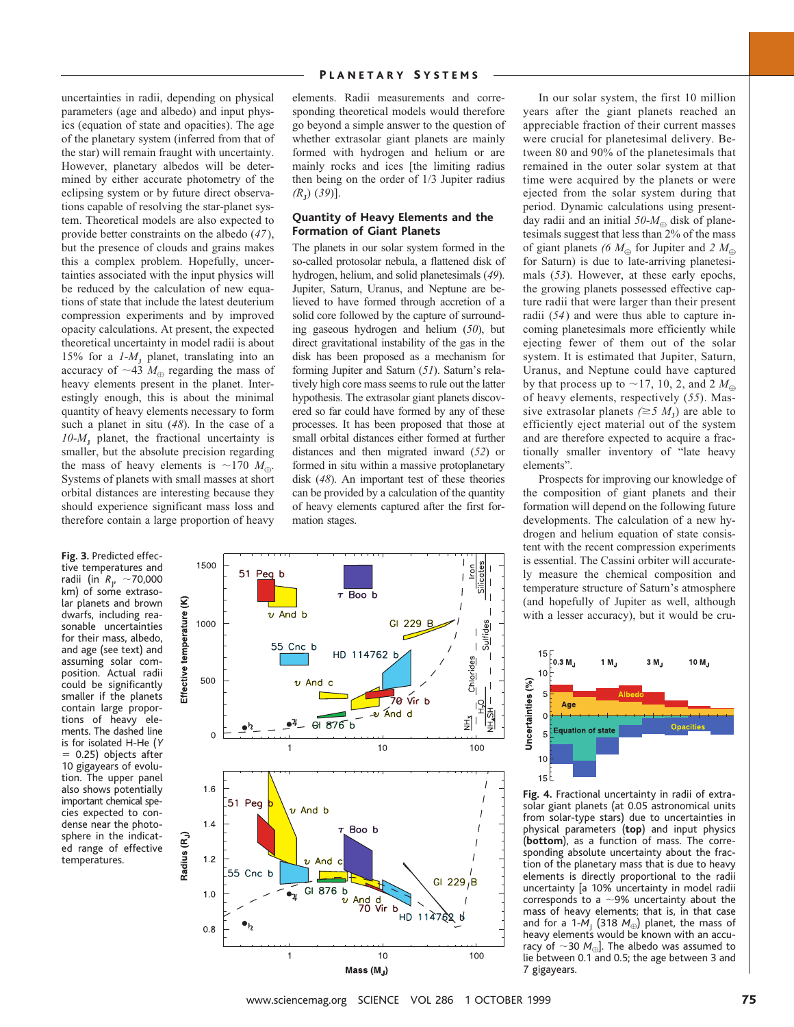uncertainties in radii, depending on physical parameters (age and albedo) and input physics (equation of state and opacities). The age of the planetary system (inferred from that of the star) will remain fraught with uncertainty. However, planetary albedos will be determined by either accurate photometry of the eclipsing system or by future direct observations capable of resolving the star-planet system. Theoretical models are also expected to provide better constraints on the albedo (47), but the presence of clouds and grains makes this a complex problem. Hopefully, uncertainties associated with the input physics will be reduced by the calculation of new equations of state that include the latest deuterium compression experiments and by improved opacity calculations. At present, the expected theoretical uncertainty in model radii is about 15% for a *1-$M_J$* planet, translating into an accuracy of $\sim$43 $M_\oplus$ regarding the mass of heavy elements present in the planet. Interestingly enough, this is about the minimal quantity of heavy elements necessary to form such a planet in situ (48). In the case of a *10-$M_J$* planet, the fractional uncertainty is smaller, but the absolute precision regarding the mass of heavy elements is $\sim$170 $M_\oplus$. Systems of planets with small masses at short orbital distances are interesting because they should experience significant mass loss and therefore contain a large proportion of heavy elements. Radii measurements and corresponding theoretical models would therefore go beyond a simple answer to the question of whether extrasolar giant planets are mainly formed with hydrogen and helium or are mainly rocks and ices [the limiting radius then being on the order of 1/3 Jupiter radius *($R_J$)* (39)].

## Quantity of Heavy Elements and the Formation of Giant Planets

The planets in our solar system formed in the so-called protosolar nebula, a flattened disk of hydrogen, helium, and solid planetesimals (49). Jupiter, Saturn, Uranus, and Neptune are believed to have formed through accretion of a solid core followed by the capture of surrounding gaseous hydrogen and helium (50), but direct gravitational instability of the gas in the disk has been proposed as a mechanism for forming Jupiter and Saturn (51). Saturn's relatively high core mass seems to rule out the latter hypothesis. The extrasolar giant planets discovered so far could have formed by any of these processes. It has been proposed that those at small orbital distances either formed at further distances and then migrated inward (52) or formed in situ within a massive protoplanetary disk (48). An important test of these theories can be provided by a calculation of the quantity of heavy elements captured after the first formation stages.

In our solar system, the first 10 million years after the giant planets reached an appreciable fraction of their current masses were crucial for planetesimal delivery. Between 80 and 90% of the planetesimals that remained in the outer solar system at that time were acquired by the planets or were ejected from the solar system during that period. Dynamic calculations using present-day radii and an initial *50-$M_\oplus$* disk of planetesimals suggest that less than 2% of the mass of giant planets *(6 $M_\oplus$* for Jupiter and *2 $M_\oplus$* for Saturn) is due to late-arriving planetesimals (53). However, at these early epochs, the growing planets possessed effective capture radii that were larger than their present radii (54) and were thus able to capture incoming planetesimals more efficiently while ejecting fewer of them out of the solar system. It is estimated that Jupiter, Saturn, Uranus, and Neptune could have captured by that process up to $\sim$17, 10, 2, and 2 $M_\oplus$ of heavy elements, respectively (55). Massive extrasolar planets *($\gtrsim$5 $M_J$)* are able to efficiently eject material out of the system and are therefore expected to acquire a fractionally smaller inventory of "late heavy elements".

Prospects for improving our knowledge of the composition of giant planets and their formation will depend on the following future developments. The calculation of a new hydrogen and helium equation of state consistent with the recent compression experiments is essential. The Cassini orbiter will accurately measure the chemical composition and temperature structure of Saturn's atmosphere (and hopefully of Jupiter as well, although with a lesser accuracy), but it would be cru-

**Fig. 3.** Predicted effective temperatures and radii (in $R_J$, $\sim$70,000 km) of some extrasolar planets and brown dwarfs, including reasonable uncertainties for their mass, albedo, and age (see text) and assuming solar composition. Actual radii could be significantly smaller if the planets contain large proportions of heavy elements. The dashed line is for isolated H-He ($Y$ = 0.25) objects after 10 gigayears of evolution. The upper panel also shows potentially important chemical species expected to condense near the photosphere in the indicated range of effective temperatures.

**Fig. 4.** Fractional uncertainty in radii of extrasolar giant planets (at 0.05 astronomical units from solar-type stars) due to uncertainties in physical parameters **(top)** and input physics **(bottom)**, as a function of mass. The corresponding absolute uncertainty about the fraction of the planetary mass that is due to heavy elements is directly proportional to the radii uncertainty [a 10% uncertainty in model radii corresponds to a $\sim$9% uncertainty about the mass of heavy elements; that is, in that case and for a 1-$M_J$ (318 $M_\oplus$) planet, the mass of heavy elements would be known with an accuracy of $\sim$30 $M_\oplus$]. The albedo was assumed to lie between 0.1 and 0.5; the age between 3 and 7 gigayears.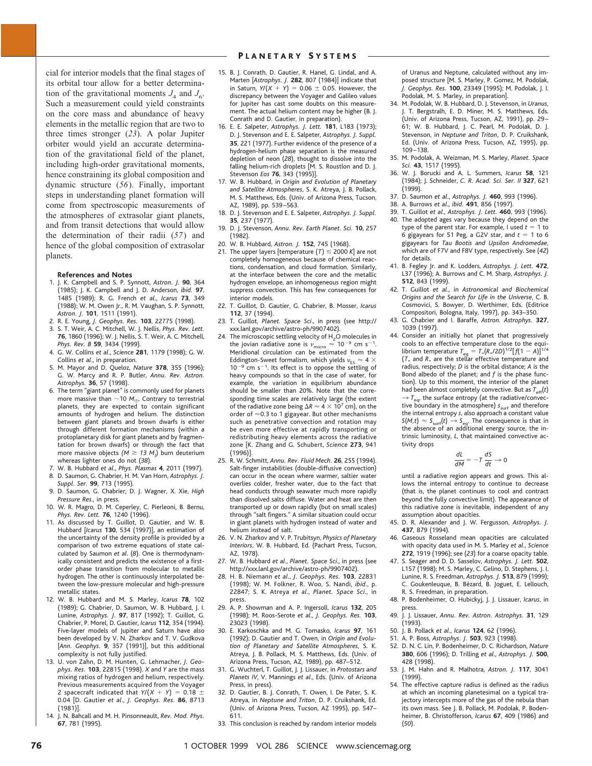cial for interior models that the final stages of its orbital tour allow for a better determination of the gravitational moments $J_4$ and $J_6$. Such a measurement could yield constraints on the core mass and abundance of heavy elements in the metallic region that are two to three times stronger (*23*). A polar Jupiter orbiter would yield an accurate determination of the gravitational field of the planet, including high-order gravitational moments, hence constraining its global composition and dynamic structure (*56*). Finally, important steps in understanding planet formation will come from spectroscopic measurements of the atmospheres of extrasolar giant planets, and from transit detections that would allow the determination of their radii (*57*) and hence of the global composition of extrasolar planets.

#### References and Notes

1. J. K. Campbell and S. P. Synnott, *Astron. J.* **90**, 364 (1985); J. K. Campbell and J. D. Anderson, *ibid.* **97**, 1485 (1989); R. G. French *et al.*, *Icarus* **73**, 349 (1988); W. M. Owen Jr., R. M. Vaughan, S. P. Synnott, *Astron. J.* **101**, 1511 (1991).
2. R. E. Young, *J. Geophys. Res.* **103**, 22775 (1998).
3. S. T. Weir, A. C. Mitchell, W. J. Nellis, *Phys. Rev. Lett.* **76**, 1860 (1996); W. J. Nellis, S. T. Weir, A. C. Mitchell, *Phys. Rev. B* **59**, 3434 (1999).
4. G. W. Collins *et al.*, *Science* **281**, 1179 (1998); G. W. Collins *et al.*, in preparation.
5. M. Mayor and D. Queloz, *Nature* **378**, 355 (1996); G. W. Marcy and R. P. Butler, *Annu. Rev. Astron. Astrophys.* **36**, 57 (1998).
6. The term "giant planet" is commonly used for planets more massive than ~10 $M_{\oplus}$. Contrary to terrestrial planets, they are expected to contain significant amounts of hydrogen and helium. The distinction between giant planets and brown dwarfs is either through different formation mechanisms (within a protoplanetary disk for giant planets and by fragmentation for brown dwarfs) or through the fact that more massive objects ($M \gtrsim 13\ M_J$) burn deuterium whereas lighter ones do not (*38*).
7. W. B. Hubbard *et al.*, *Phys. Plasmas* **4**, 2011 (1997).
8. D. Saumon, G. Chabrier, H. M. Van Horn, *Astrophys. J. Suppl. Ser.* **99**, 713 (1995).
9. D. Saumon, G. Chabrier, D. J. Wagner, X. Xie, *High Pressure Res.*, in press.
10. W. R. Magro, D. M. Ceperley, C. Pierleoni, B. Bernu, *Phys. Rev. Lett.* **76**, 1240 (1996).
11. As discussed by T. Guillot, D. Gautier, and W. B. Hubbard [*Icarus* **130**, 534 (1997)], an estimation of the uncertainty of the density profile is provided by a comparison of two extreme equations of state calculated by Saumon *et al.* (*8*). One is thermodynamically consistent and predicts the existence of a first-order phase transition from molecular to metallic hydrogen. The other is continuously interpolated between the low-pressure molecular and high-pressure metallic states.
12. W. B. Hubbard and M. S. Marley, *Icarus* **78**, 102 (1989); G. Chabrier, D. Saumon, W. B. Hubbard, J. I. Lunine, *Astrophys. J.* **97**, 817 (1992); T. Guillot, G. Chabrier, P. Morel, D. Gautier, *Icarus* **112**, 354 (1994). Five-layer models of Jupiter and Saturn have also been developed by V. N. Zharkov and T. V. Gudkova [*Ann. Geophys.* **9**, 357 (1991)], but this additional complexity is not fully justified.
13. U. von Zahn, D. M. Hunten, G. Lehmacher, *J. Geophys. Res.* **103**, 22815 (1998). *X* and *Y* are the mass mixing ratios of hydrogen and helium, respectively. Previous measurements acquired from the Voyager 2 spacecraft indicated that $Y/(X + Y) = 0.18 \pm 0.04$ [D. Gautier *et al.*, *J. Geophys. Res.* **86**, 8713 (1981)].
14. J. N. Bahcall and M. H. Pinsonneault, *Rev. Mod. Phys.* **67**, 781 (1995).
15. B. J. Conrath, D. Gautier, R. Hanel, G. Lindal, and A. Marten [*Astrophys. J.* **282**, 807 (1984)] indicate that in Saturn, $Y/(X + Y) = 0.06 \pm 0.05$. However, the discrepancy between the Voyager and Galileo values for Jupiter has cast some doubts on this measurement. The actual helium content may be higher (B. J. Conrath and D. Gautier, in preparation).
16. E. E. Salpeter, *Astrophys. J. Lett.* **181**, L183 (1973); D. J. Stevenson and E. E. Salpeter, *Astrophys. J. Suppl.* **35**, 221 (1977). Further evidence of the presence of a hydrogen-helium phase separation is the measured depletion of neon (*28*), thought to dissolve into the falling helium-rich droplets [M. S. Roustlon and D. J. Stevenson *Eos* **76**, 343 (1995)].
17. W. B. Hubbard, in *Origin and Evolution of Planetary and Satellite Atmospheres*, S. K. Atreya, J. B. Pollack, M. S. Matthews, Eds. (Univ. of Arizona Press, Tucson, AZ, 1989), pp. 539–563.
18. D. J. Stevenson and E. E. Salpeter, *Astrophys. J. Suppl.* **35**, 237 (1977).
19. D. J. Stevenson, *Annu. Rev. Earth Planet. Sci.* **10**, 257 (1982).
20. W. B. Hubbard, *Astron. J.* **152**, 745 (1968).
21. The upper layers [temperature $(T) \lesssim 2000$ K] are not completely homogeneous because of chemical reactions, condensation, and cloud formation. Similarly, at the interface between the core and the metallic hydrogen envelope, an inhomogeneous region might suppress convection. This has few consequences for interior models.
22. T. Guillot, D. Gautier, G. Chabrier, B. Mosser, *Icarus* **112**, 37 (1994).
23. T. Guillot, *Planet. Space Sci.*, in press (see http://xxx.lanl.gov/archive/astro-ph/9907402).
24. The microscopic settling velocity of $H_2O$ molecules in the jovian radiative zone is $v_{\text{micro}} \approx 10^{-9}$ cm s$^{-1}$. Meridional circulation can be estimated from the Eddington-Sweet formalism, which yields $v_{\text{ES}} \approx 4 \times 10^{-9}$ cm s$^{-1}$. Its effect is to oppose the settling of heavy compounds so that in the case of water, for example, the variation in equilibrium abundance should be smaller than 20%. Note that the corresponding time scales are relatively large (the extent of the radiative zone being $\Delta R \approx 4 \times 10^7$ cm), on the order of ≈0.3 to 1 gigayear. But other mechanisms such as penetrative convection and rotation may be even more effective at rapidly transporting or redistributing heavy elements across the radiative zone [K. Zhang and G. Schubert, *Science* **273**, 941 (1996)].
25. R. W. Schmitt, *Annu. Rev. Fluid Mech.* **26**, 255 (1994). Salt-finger instabilities (double-diffusive convection) can occur in the ocean where warmer, saltier water overlies colder, fresher water, due to the fact that head conducts through seawater much more rapidly than dissolved salts diffuse. Water and heat are then transported up or down rapidly (but on small scales) through "salt fingers." A similar situation could occur in giant planets with hydrogen instead of water and helium instead of salt.
26. V. N. Zharkov and V. P. Trubitsyn, *Physics of Planetary Interiors*, W. B. Hubbard, Ed. (Pachart Press, Tucson, AZ, 1978).
27. W. B. Hubbard *et al.*, *Planet. Space Sci.*, in press (see http://xxx.lanl.gov/archive/astro-ph/9907402).
28. H. B. Niemann *et al.*, *J. Geophys. Res.* **103**, 22831 (1998); W. M. Folkner, R. Woo, S. Nandi, *ibid.*, p. 22847; S. K. Atreya *et al.*, *Planet. Space Sci.*, in press.
29. A. P. Showman and A. P. Ingersoll, *Icarus* **132**, 205 (1998); M. Roos-Serote *et al.*, *J. Geophys. Res.* **103**, 23023 (1998).
30. E. Karkoschka and M. G. Tomasko, *Icarus* **97**, 161 (1992); D. Gautier and T. Owen, in *Origin and Evolution of Planetary and Satellite Atmospheres*, S. K. Atreya, J. B. Pollack, M. S. Matthews, Eds. (Univ. of Arizona Press, Tucson, AZ, 1989), pp. 487–512.
31. G. Wuchterl, T. Guillot, J. J. Lissauer, in *Protostars and Planets IV*, V. Mannings *et al.*, Eds. (Univ. of Arizona Press, in press).
32. D. Gautier, B. J. Conrath, T. Owen, I. De Pater, S. K. Atreya, in *Neptune and Triton*, D. P. Cruikshank, Ed. (Univ. of Arizona Press, Tucson, AZ 1995), pp. 547–611.
33. This conclusion is reached by random interior models of Uranus and Neptune, calculated without any imposed structure [M. S. Marley, P. Gomez, M. Podolak, *J. Geophys. Res.* **100**, 23349 (1995); M. Podolak, J. I. Podolak, M. S. Marley, in preparation].
34. M. Podolak, W. B. Hubbard, D. J. Stevenson, in *Uranus*, J. T. Bergstralh, E. D. Miner, M. S. Matthews, Eds. (Univ. of Arizona Press, Tucson, AZ, 1991), pp. 29–61; W. B. Hubbard, J. C. Pearl, M. Podolak, D. J. Stevenson, in *Neptune and Triton*, D. P. Cruikshank, Ed. (Univ. of Arizona Press, Tucson, AZ, 1995), pp. 109–138.
35. M. Podolak, A. Weizman, M. S. Marley, *Planet. Space Sci.* **43**, 1517 (1995).
36. W. J. Borucki and A. L. Summers, *Icarus* **58**, 121 (1984); J. Schneider, *C. R. Acad. Sci. Ser. II* **327**, 621 (1999).
37. D. Saumon *et al.*, *Astrophys. J.* **460**, 993 (1996).
38. A. Burrows *et al.*, *ibid.* **491**, 856 (1997).
39. T. Guillot *et al.*, *Astrophys. J. Lett.* **460**, 993 (1996).
40. The adopted ages vary because they depend on the type of the parent star. For example, I used $t = 1$ to 6 gigayears for 51 Peg, a G2V star, and $t = 1$ to 6 gigayears for *Tau Bootis and Upsilon Andromedae*, which are of F7V and F8V type, respectively. See (*42*) for details.
41. B. Fegley Jr. and K. Lodders, *Astrophys. J. Lett.* **472**, L37 (1996); A. Burrows and C. M. Sharp, *Astrophys. J.* **512**, 843 (1999).
42. T. Guillot *et al.*, in *Astronomical and Biochemical Origins and the Search for Life in the Universe*, C. B. Cosmovici, S. Bowyer, D. Werthimer, Eds. (Editrice Compositori, Bologna, Italy, 1997), pp. 343–350.
43. G. Chabrier and I. Baraffe, *Astron. Astrophys.* **327**, 1039 (1997).
44. Consider an initially hot planet that progressively cools to an effective temperature close to the equilibrium temperature $T_{\text{eq}} = T_*(R_*/2D)^{1/2}[f(1 - A)]^{1/4}$ ($T_*$ and $R_*$ are the stellar effective temperature and radius, respectively; $D$ is the orbital distance; $A$ is the Bond albedo of the planet; and $f$ is the phase function). Up to this moment, the interior of the planet had been almost completely convective. But as $T_{\text{eff}}(t) \rightarrow T_{\text{eq}}$, the surface entropy (at the radiative/convective boundary in the atmosphere) $s_{\text{surf}}$ and therefore the internal entropy $s$, also approach a constant value $S(M,t) \approx S_{\text{surf}}(t) \rightarrow S_{\text{eq}}$. The consequence is that in the absence of an additional energy source, the intrinsic luminosity, $L$, that maintained convective activity drops

$$\frac{dL}{dM} = -T\frac{dS}{dt} \rightarrow 0$$

until a radiative region appears and grows. This allows the internal entropy to continue to decrease (that is, the planet continues to cool and contract beyond the fully convective limit). The appearance of this radiative zone is inevitable, independent of any assumption about opacities.

45. D. R. Alexander and J. W. Fergusson, *Astrophys. J.* **437**, 879 (1994).
46. Gaseous Rosseland mean opacities are calculated with opacity data used in M. S. Marley *et al.*, *Science* **272**, 1919 (1996); see (*23*) for a coarse opacity table.
47. S. Seager and D. D. Sasselov, *Astrophys. J. Lett.* **502**, L157 (1998); M. S. Marley, C. Gelino, D. Stephens, J. I. Lunine, R. S. Freedman, *Astrophys. J.* **513**, 879 (1999); C. Goukenleuque, B. Bézard, B. Joguet, E. Lellouch, R. S. Freedman, in preparation.
48. P. Bodenheimer, O. Hubickyj, J. J. Lissauer, *Icarus*, in press.
49. J. J. Lissauer, *Annu. Rev. Astron. Astrophys.* **31**, 129 (1993).
50. J. B. Pollack *et al.*, *Icarus* **124**, 62 (1996).
51. A. P. Boss, *Astrophys. J.* **503**, 923 (1998).
52. D. N. C. Lin, P. Bodenheimer, D. C. Richardson, *Nature* **380**, 606 (1996); D. Trilling *et al.*, *Astrophys. J.* **500**, 428 (1998).
53. J. M. Hahn and R. Malhotra, *Astron. J.* **117**, 3041 (1999).
54. The effective capture radius is defined as the radius at which an incoming planetesimal on a typical trajectory intercepts more of the gas of the nebula than its own mass. See J. B. Pollack, M. Podolak, P. Bodenheimer, B. Christofferson, *Icarus* **67**, 409 (1986) and (*50*).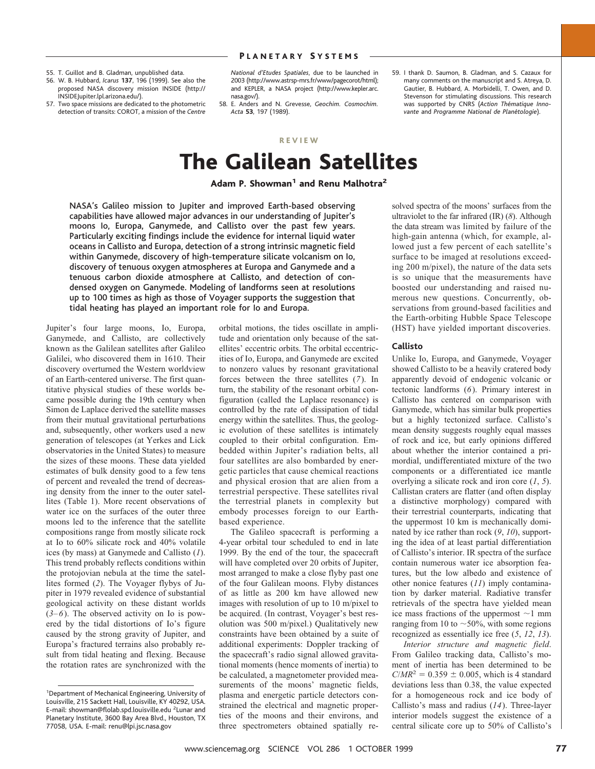55. T. Guillot and B. Gladman, unpublished data.
56. W. B. Hubbard, *Icarus* **137**, 196 (1999). See also the proposed NASA discovery mission INSIDE (http://INSIDEJupiter.lpl.arizona.edu/).
57. Two space missions are dedicated to the photometric detection of transits: COROT, a mission of the *Centre National d'Etudes Spatiales*, due to be launched in 2003 (http://www.astrsp-mrs.fr/www/pagecorot/html); and KEPLER, a NASA project (http://www.kepler.arc.nasa.gov/).
58. E. Anders and N. Grevesse, *Geochim. Cosmochim. Acta* **53**, 197 (1989).
59. I thank D. Saumon, B. Gladman, and S. Cazaux for many comments on the manuscript and S. Atreya, D. Gautier, B. Hubbard, A. Morbidelli, T. Owen, and D. Stevenson for stimulating discussions. This research was supported by CNRS (*Action Thématique Innovante* and *Programme National de Planétologie*).

REVIEW

# The Galilean Satellites

**Adam P. Showman[1] and Renu Malhotra[2]**

**NASA's Galileo mission to Jupiter and improved Earth-based observing capabilities have allowed major advances in our understanding of Jupiter's moons Io, Europa, Ganymede, and Callisto over the past few years. Particularly exciting findings include the evidence for internal liquid water oceans in Callisto and Europa, detection of a strong intrinsic magnetic field within Ganymede, discovery of high-temperature silicate volcanism on Io, discovery of tenuous oxygen atmospheres at Europa and Ganymede and a tenuous carbon dioxide atmosphere at Callisto, and detection of condensed oxygen on Ganymede. Modeling of landforms seen at resolutions up to 100 times as high as those of Voyager supports the suggestion that tidal heating has played an important role for Io and Europa.**

Jupiter's four large moons, Io, Europa, Ganymede, and Callisto, are collectively known as the Galilean satellites after Galileo Galilei, who discovered them in 1610. Their discovery overturned the Western worldview of an Earth-centered universe. The first quantitative physical studies of these worlds became possible during the 19th century when Simon de Laplace derived the satellite masses from their mutual gravitational perturbations and, subsequently, other workers used a new generation of telescopes (at Yerkes and Lick observatories in the United States) to measure the sizes of these moons. These data yielded estimates of bulk density good to a few tens of percent and revealed the trend of decreasing density from the inner to the outer satellites (Table 1). More recent observations of water ice on the surfaces of the outer three moons led to the inference that the satellite compositions range from mostly silicate rock at Io to 60% silicate rock and 40% volatile ices (by mass) at Ganymede and Callisto (*1*). This trend probably reflects conditions within the protojovian nebula at the time the satellites formed (*2*). The Voyager flybys of Jupiter in 1979 revealed evidence of substantial geological activity on these distant worlds (*3*–*6*). The observed activity on Io is powered by the tidal distortions of Io's figure caused by the strong gravity of Jupiter, and Europa's fractured terrains also probably result from tidal heating and flexing. Because the rotation rates are synchronized with the orbital motions, the tides oscillate in amplitude and orientation only because of the satellites' eccentric orbits. The orbital eccentricities of Io, Europa, and Ganymede are excited to nonzero values by resonant gravitational forces between the three satellites (*7*). In turn, the stability of the resonant orbital configuration (called the Laplace resonance) is controlled by the rate of dissipation of tidal energy within the satellites. Thus, the geologic evolution of these satellites is intimately coupled to their orbital configuration. Embedded within Jupiter's radiation belts, all four satellites are also bombarded by energetic particles that cause chemical reactions and physical erosion that are alien from a terrestrial perspective. These satellites rival the terrestrial planets in complexity but embody processes foreign to our Earth-based experience.

The Galileo spacecraft is performing a 4-year orbital tour scheduled to end in late 1999. By the end of the tour, the spacecraft will have completed over 20 orbits of Jupiter, most arranged to make a close flyby past one of the four Galilean moons. Flyby distances of as little as 200 km have allowed new images with resolution of up to 10 m/pixel to be acquired. (In contrast, Voyager's best resolution was 500 m/pixel.) Qualitatively new constraints have been obtained by a suite of additional experiments: Doppler tracking of the spacecraft's radio signal allowed gravitational moments (hence moments of inertia) to be calculated, a magnetometer provided measurements of the moons' magnetic fields, plasma and energetic particle detectors constrained the electrical and magnetic properties of the moons and their environs, and three spectrometers obtained spatially resolved spectra of the moons' surfaces from the ultraviolet to the far infrared (IR) (*8*). Although the data stream was limited by failure of the high-gain antenna (which, for example, allowed just a few percent of each satellite's surface to be imaged at resolutions exceeding 200 m/pixel), the nature of the data sets is so unique that the measurements have boosted our understanding and raised numerous new questions. Concurrently, observations from ground-based facilities and the Earth-orbiting Hubble Space Telescope (HST) have yielded important discoveries.

### Callisto

Unlike Io, Europa, and Ganymede, Voyager showed Callisto to be a heavily cratered body apparently devoid of endogenic volcanic or tectonic landforms (*6*). Primary interest in Callisto has centered on comparison with Ganymede, which has similar bulk properties but a highly tectonized surface. Callisto's mean density suggests roughly equal masses of rock and ice, but early opinions differed about whether the interior contained a primordial, undifferentiated mixture of the two components or a differentiated ice mantle overlying a silicate rock and iron core (*1*, *5*). Callistan craters are flatter (and often display a distinctive morphology) compared with their terrestrial counterparts, indicating that the uppermost 10 km is mechanically dominated by ice rather than rock (*9*, *10*), supporting the idea of at least partial differentiation of Callisto's interior. IR spectra of the surface contain numerous water ice absorption features, but the low albedo and existence of other nonice features (*11*) imply contamination by darker material. Radiative transfer retrievals of the spectra have yielded mean ice mass fractions of the uppermost ~1 mm ranging from 10 to ~50%, with some regions recognized as essentially ice free (*5*, *12*, *13*).

*Interior structure and magnetic field*. From Galileo tracking data, Callisto's moment of inertia has been determined to be $C/MR^2 = 0.359 \pm 0.005$, which is 4 standard deviations less than 0.38, the value expected for a homogeneous rock and ice body of Callisto's mass and radius (*14*). Three-layer interior models suggest the existence of a central silicate core up to 50% of Callisto's

[1]Department of Mechanical Engineering, University of Louisville, 215 Sackett Hall, Louisville, KY 40292, USA. E-mail: showman@flolab.spd.louisville.edu [2]Lunar and Planetary Institute, 3600 Bay Area Blvd., Houston, TX 77058, USA. E-mail: renu@lpi.jsc.nasa.gov